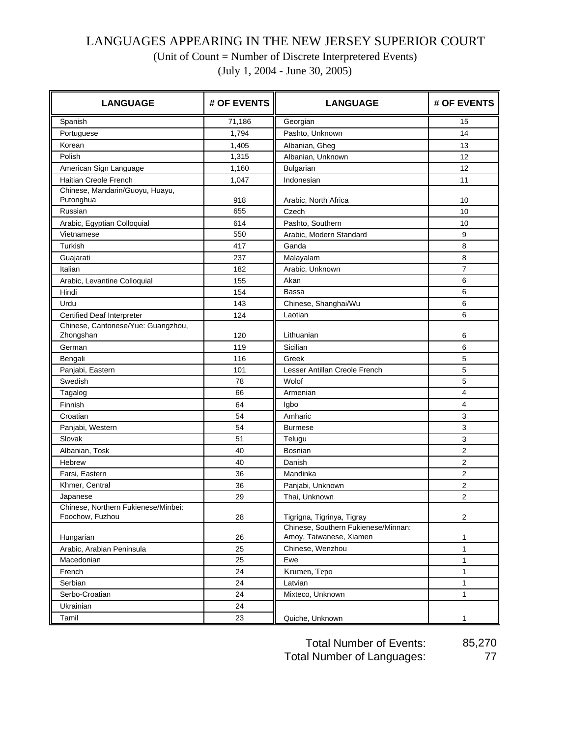# LANGUAGES APPEARING IN THE NEW JERSEY SUPERIOR COURT

(Unit of Count = Number of Discrete Interpretered Events)

(July 1, 2004 - June 30, 2005)

| LANGUAGE | # OF EVENTS | LANGUAGE | # OF EVENTS |
|---|---|---|---|
| Spanish | 71,186 | Georgian | 15 |
| Portuguese | 1,794 | Pashto, Unknown | 14 |
| Korean | 1,405 | Albanian, Gheg | 13 |
| Polish | 1,315 | Albanian, Unknown | 12 |
| American Sign Language | 1,160 | Bulgarian | 12 |
| Haitian Creole French | 1,047 | Indonesian | 11 |
| Chinese, Mandarin/Guoyu, Huayu, Putonghua | 918 | Arabic, North Africa | 10 |
| Russian | 655 | Czech | 10 |
| Arabic, Egyptian Colloquial | 614 | Pashto, Southern | 10 |
| Vietnamese | 550 | Arabic, Modern Standard | 9 |
| Turkish | 417 | Ganda | 8 |
| Guajarati | 237 | Malayalam | 8 |
| Italian | 182 | Arabic, Unknown | 7 |
| Arabic, Levantine Colloquial | 155 | Akan | 6 |
| Hindi | 154 | Bassa | 6 |
| Urdu | 143 | Chinese, Shanghai/Wu | 6 |
| Certified Deaf Interpreter | 124 | Laotian | 6 |
| Chinese, Cantonese/Yue: Guangzhou, Zhongshan | 120 | Lithuanian | 6 |
| German | 119 | Sicilian | 6 |
| Bengali | 116 | Greek | 5 |
| Panjabi, Eastern | 101 | Lesser Antillan Creole French | 5 |
| Swedish | 78 | Wolof | 5 |
| Tagalog | 66 | Armenian | 4 |
| Finnish | 64 | Igbo | 4 |
| Croatian | 54 | Amharic | 3 |
| Panjabi, Western | 54 | Burmese | 3 |
| Slovak | 51 | Telugu | 3 |
| Albanian, Tosk | 40 | Bosnian | 2 |
| Hebrew | 40 | Danish | 2 |
| Farsi, Eastern | 36 | Mandinka | 2 |
| Khmer, Central | 36 | Panjabi, Unknown | 2 |
| Japanese | 29 | Thai, Unknown | 2 |
| Chinese, Northern Fukienese/Minbei: Foochow, Fuzhou | 28 | Tigrigna, Tigrinya, Tigray | 2 |
| Hungarian | 26 | Chinese, Southern Fukienese/Minnan: Amoy, Taiwanese, Xiamen | 1 |
| Arabic, Arabian Peninsula | 25 | Chinese, Wenzhou | 1 |
| Macedonian | 25 | Ewe | 1 |
| French | 24 | Krumen, Tepo | 1 |
| Serbian | 24 | Latvian | 1 |
| Serbo-Croatian | 24 | Mixteco, Unknown | 1 |
| Ukrainian | 24 | | |
| Tamil | 23 | Quiche, Unknown | 1 |

Total Number of Events: 85,270

Total Number of Languages: 77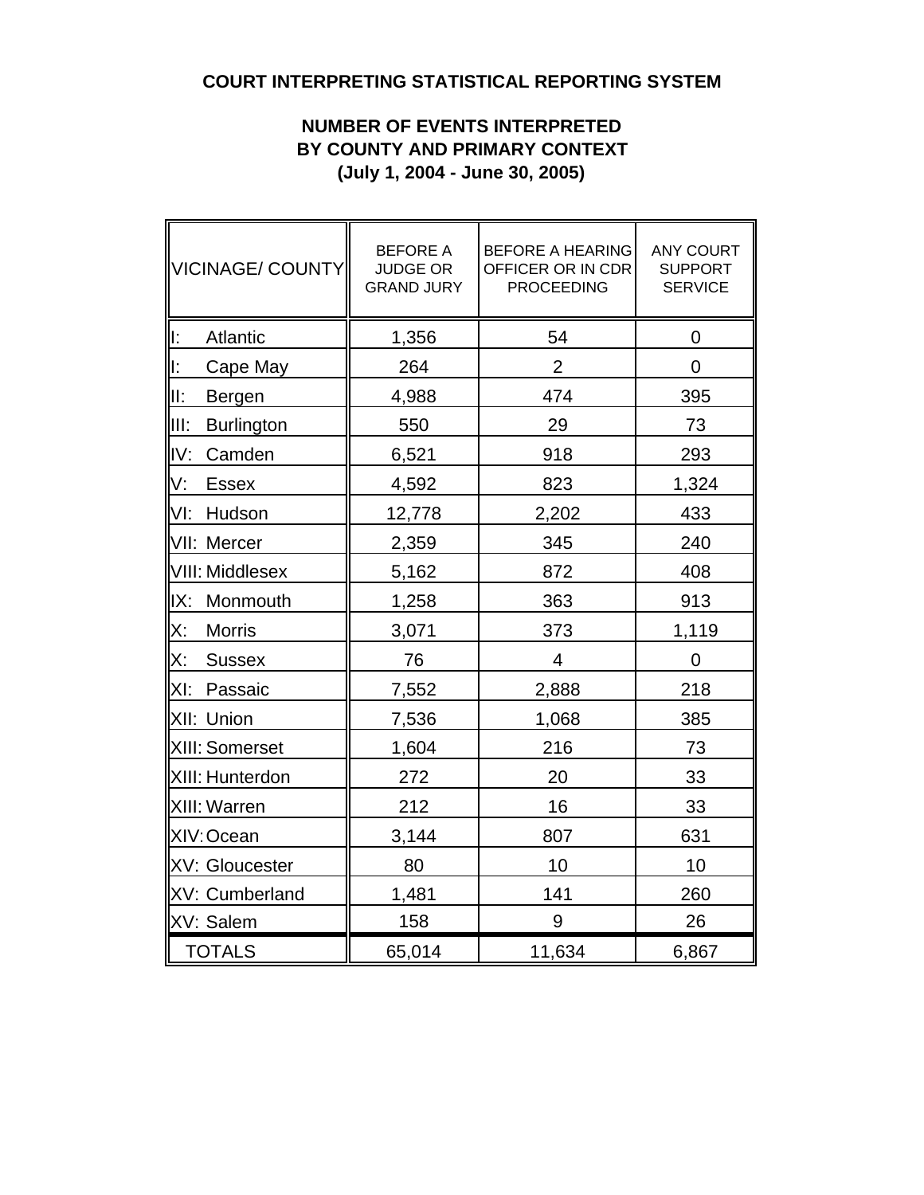# COURT INTERPRETING STATISTICAL REPORTING SYSTEM

## NUMBER OF EVENTS INTERPRETED BY COUNTY AND PRIMARY CONTEXT (July 1, 2004 - June 30, 2005)

| VICINAGE/ COUNTY | BEFORE A JUDGE OR GRAND JURY | BEFORE A HEARING OFFICER OR IN CDR PROCEEDING | ANY COURT SUPPORT SERVICE |
|---|---|---|---|
| I: Atlantic | 1,356 | 54 | 0 |
| I: Cape May | 264 | 2 | 0 |
| II: Bergen | 4,988 | 474 | 395 |
| III: Burlington | 550 | 29 | 73 |
| IV: Camden | 6,521 | 918 | 293 |
| V: Essex | 4,592 | 823 | 1,324 |
| VI: Hudson | 12,778 | 2,202 | 433 |
| VII: Mercer | 2,359 | 345 | 240 |
| VIII: Middlesex | 5,162 | 872 | 408 |
| IX: Monmouth | 1,258 | 363 | 913 |
| X: Morris | 3,071 | 373 | 1,119 |
| X: Sussex | 76 | 4 | 0 |
| XI: Passaic | 7,552 | 2,888 | 218 |
| XII: Union | 7,536 | 1,068 | 385 |
| XIII: Somerset | 1,604 | 216 | 73 |
| XIII: Hunterdon | 272 | 20 | 33 |
| XIII: Warren | 212 | 16 | 33 |
| XIV: Ocean | 3,144 | 807 | 631 |
| XV: Gloucester | 80 | 10 | 10 |
| XV: Cumberland | 1,481 | 141 | 260 |
| XV: Salem | 158 | 9 | 26 |
| TOTALS | 65,014 | 11,634 | 6,867 |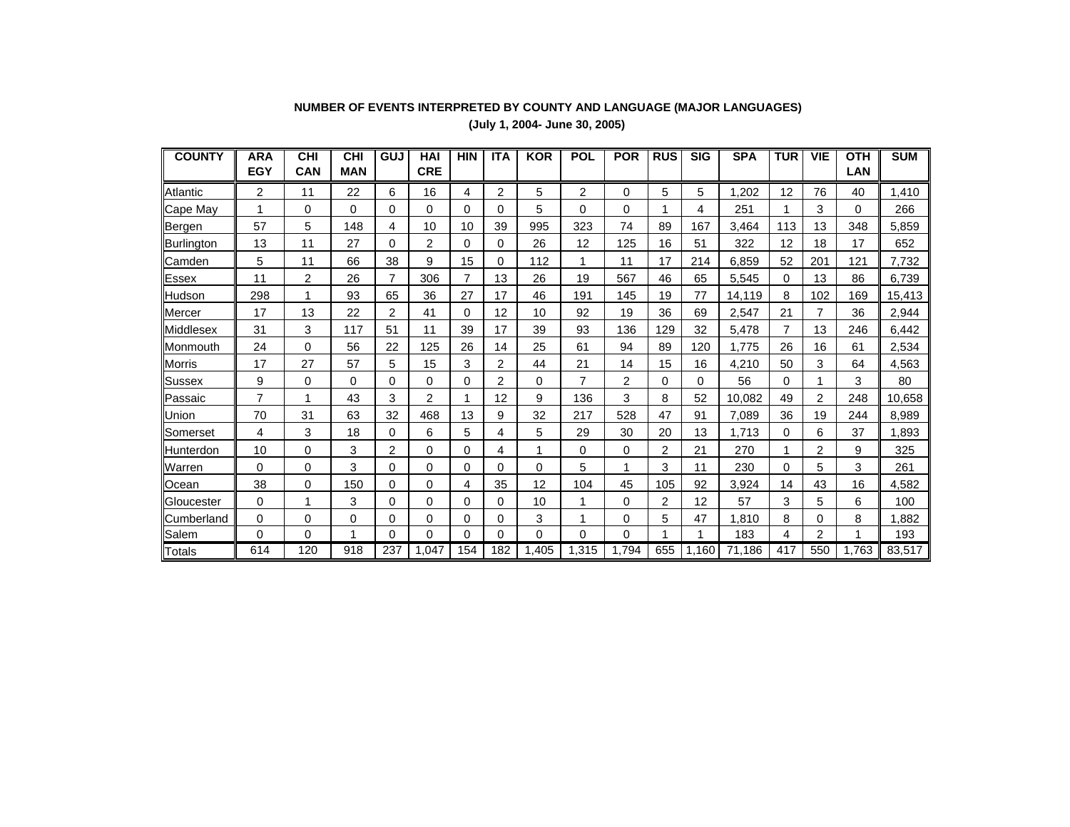**NUMBER OF EVENTS INTERPRETED BY COUNTY AND LANGUAGE (MAJOR LANGUAGES)**

**(July 1, 2004- June 30, 2005)**

| COUNTY | ARA EGY | CHI CAN | CHI MAN | GUJ | HAI CRE | HIN | ITA | KOR | POL | POR | RUS | SIG | SPA | TUR | VIE | OTH LAN | SUM |
|---|---|---|---|---|---|---|---|---|---|---|---|---|---|---|---|---|---|
| Atlantic | 2 | 11 | 22 | 6 | 16 | 4 | 2 | 5 | 2 | 0 | 5 | 5 | 1,202 | 12 | 76 | 40 | 1,410 |
| Cape May | 1 | 0 | 0 | 0 | 0 | 0 | 0 | 5 | 0 | 0 | 1 | 4 | 251 | 1 | 3 | 0 | 266 |
| Bergen | 57 | 5 | 148 | 4 | 10 | 10 | 39 | 995 | 323 | 74 | 89 | 167 | 3,464 | 113 | 13 | 348 | 5,859 |
| Burlington | 13 | 11 | 27 | 0 | 2 | 0 | 0 | 26 | 12 | 125 | 16 | 51 | 322 | 12 | 18 | 17 | 652 |
| Camden | 5 | 11 | 66 | 38 | 9 | 15 | 0 | 112 | 1 | 11 | 17 | 214 | 6,859 | 52 | 201 | 121 | 7,732 |
| Essex | 11 | 2 | 26 | 7 | 306 | 7 | 13 | 26 | 19 | 567 | 46 | 65 | 5,545 | 0 | 13 | 86 | 6,739 |
| Hudson | 298 | 1 | 93 | 65 | 36 | 27 | 17 | 46 | 191 | 145 | 19 | 77 | 14,119 | 8 | 102 | 169 | 15,413 |
| Mercer | 17 | 13 | 22 | 2 | 41 | 0 | 12 | 10 | 92 | 19 | 36 | 69 | 2,547 | 21 | 7 | 36 | 2,944 |
| Middlesex | 31 | 3 | 117 | 51 | 11 | 39 | 17 | 39 | 93 | 136 | 129 | 32 | 5,478 | 7 | 13 | 246 | 6,442 |
| Monmouth | 24 | 0 | 56 | 22 | 125 | 26 | 14 | 25 | 61 | 94 | 89 | 120 | 1,775 | 26 | 16 | 61 | 2,534 |
| Morris | 17 | 27 | 57 | 5 | 15 | 3 | 2 | 44 | 21 | 14 | 15 | 16 | 4,210 | 50 | 3 | 64 | 4,563 |
| Sussex | 9 | 0 | 0 | 0 | 0 | 0 | 2 | 0 | 7 | 2 | 0 | 0 | 56 | 0 | 1 | 3 | 80 |
| Passaic | 7 | 1 | 43 | 3 | 2 | 1 | 12 | 9 | 136 | 3 | 8 | 52 | 10,082 | 49 | 2 | 248 | 10,658 |
| Union | 70 | 31 | 63 | 32 | 468 | 13 | 9 | 32 | 217 | 528 | 47 | 91 | 7,089 | 36 | 19 | 244 | 8,989 |
| Somerset | 4 | 3 | 18 | 0 | 6 | 5 | 4 | 5 | 29 | 30 | 20 | 13 | 1,713 | 0 | 6 | 37 | 1,893 |
| Hunterdon | 10 | 0 | 3 | 2 | 0 | 0 | 4 | 1 | 0 | 0 | 2 | 21 | 270 | 1 | 2 | 9 | 325 |
| Warren | 0 | 0 | 3 | 0 | 0 | 0 | 0 | 0 | 5 | 1 | 3 | 11 | 230 | 0 | 5 | 3 | 261 |
| Ocean | 38 | 0 | 150 | 0 | 0 | 4 | 35 | 12 | 104 | 45 | 105 | 92 | 3,924 | 14 | 43 | 16 | 4,582 |
| Gloucester | 0 | 1 | 3 | 0 | 0 | 0 | 0 | 10 | 1 | 0 | 2 | 12 | 57 | 3 | 5 | 6 | 100 |
| Cumberland | 0 | 0 | 0 | 0 | 0 | 0 | 0 | 3 | 1 | 0 | 5 | 47 | 1,810 | 8 | 0 | 8 | 1,882 |
| Salem | 0 | 0 | 1 | 0 | 0 | 0 | 0 | 0 | 0 | 0 | 1 | 1 | 183 | 4 | 2 | 1 | 193 |
| Totals | 614 | 120 | 918 | 237 | 1,047 | 154 | 182 | 1,405 | 1,315 | 1,794 | 655 | 1,160 | 71,186 | 417 | 550 | 1,763 | 83,517 |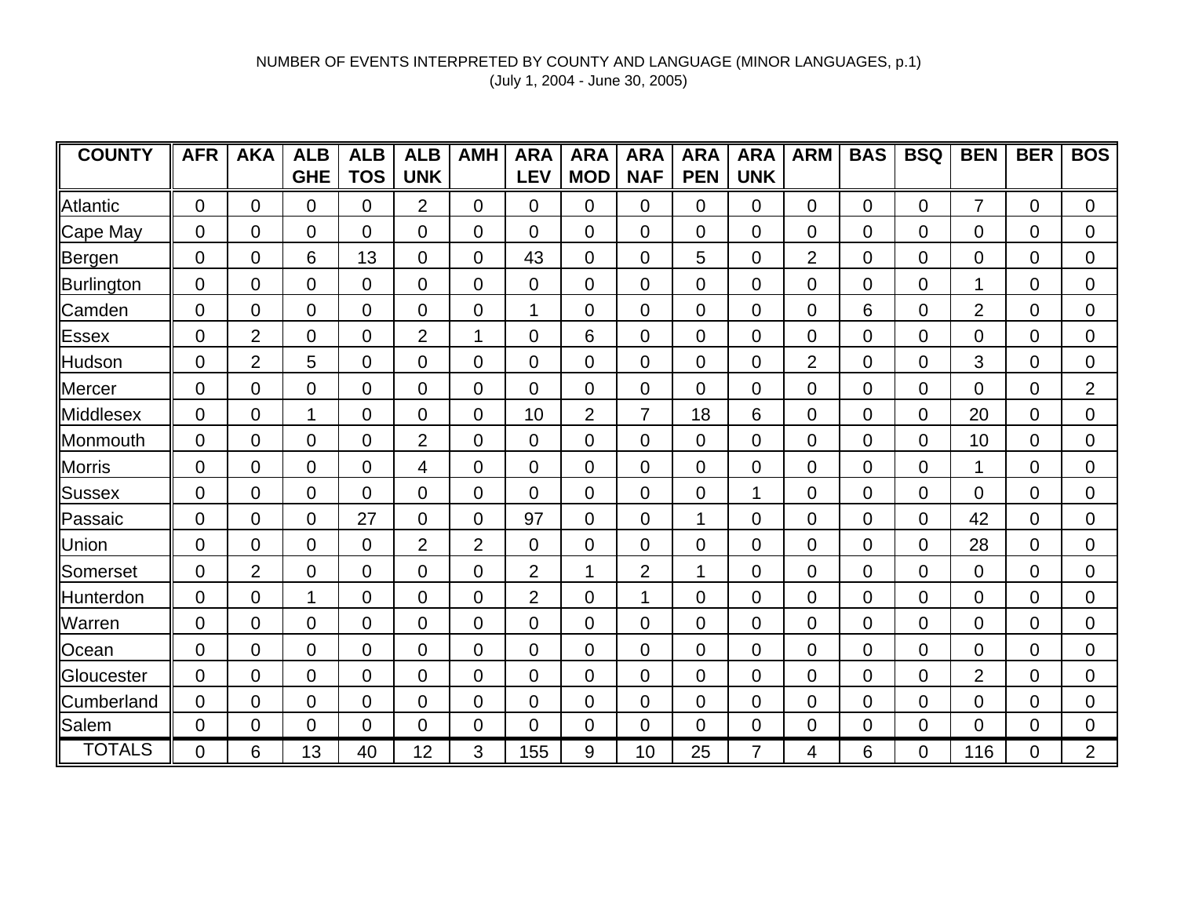NUMBER OF EVENTS INTERPRETED BY COUNTY AND LANGUAGE (MINOR LANGUAGES, p.1)
(July 1, 2004 - June 30, 2005)

| COUNTY | AFR | AKA | ALB GHE | ALB TOS | ALB UNK | AMH | ARA LEV | ARA MOD | ARA NAF | ARA PEN | ARA UNK | ARM | BAS | BSQ | BEN | BER | BOS |
|---|---|---|---|---|---|---|---|---|---|---|---|---|---|---|---|---|---|
| Atlantic | 0 | 0 | 0 | 0 | 2 | 0 | 0 | 0 | 0 | 0 | 0 | 0 | 0 | 0 | 7 | 0 | 0 |
| Cape May | 0 | 0 | 0 | 0 | 0 | 0 | 0 | 0 | 0 | 0 | 0 | 0 | 0 | 0 | 0 | 0 | 0 |
| Bergen | 0 | 0 | 6 | 13 | 0 | 0 | 43 | 0 | 0 | 5 | 0 | 2 | 0 | 0 | 0 | 0 | 0 |
| Burlington | 0 | 0 | 0 | 0 | 0 | 0 | 0 | 0 | 0 | 0 | 0 | 0 | 0 | 0 | 1 | 0 | 0 |
| Camden | 0 | 0 | 0 | 0 | 0 | 0 | 1 | 0 | 0 | 0 | 0 | 0 | 6 | 0 | 2 | 0 | 0 |
| Essex | 0 | 2 | 0 | 0 | 2 | 1 | 0 | 6 | 0 | 0 | 0 | 0 | 0 | 0 | 0 | 0 | 0 |
| Hudson | 0 | 2 | 5 | 0 | 0 | 0 | 0 | 0 | 0 | 0 | 0 | 2 | 0 | 0 | 3 | 0 | 0 |
| Mercer | 0 | 0 | 0 | 0 | 0 | 0 | 0 | 0 | 0 | 0 | 0 | 0 | 0 | 0 | 0 | 0 | 2 |
| Middlesex | 0 | 0 | 1 | 0 | 0 | 0 | 10 | 2 | 7 | 18 | 6 | 0 | 0 | 0 | 20 | 0 | 0 |
| Monmouth | 0 | 0 | 0 | 0 | 2 | 0 | 0 | 0 | 0 | 0 | 0 | 0 | 0 | 0 | 10 | 0 | 0 |
| Morris | 0 | 0 | 0 | 0 | 4 | 0 | 0 | 0 | 0 | 0 | 0 | 0 | 0 | 0 | 1 | 0 | 0 |
| Sussex | 0 | 0 | 0 | 0 | 0 | 0 | 0 | 0 | 0 | 0 | 1 | 0 | 0 | 0 | 0 | 0 | 0 |
| Passaic | 0 | 0 | 0 | 27 | 0 | 0 | 97 | 0 | 0 | 1 | 0 | 0 | 0 | 0 | 42 | 0 | 0 |
| Union | 0 | 0 | 0 | 0 | 2 | 2 | 0 | 0 | 0 | 0 | 0 | 0 | 0 | 0 | 28 | 0 | 0 |
| Somerset | 0 | 2 | 0 | 0 | 0 | 0 | 2 | 1 | 2 | 1 | 0 | 0 | 0 | 0 | 0 | 0 | 0 |
| Hunterdon | 0 | 0 | 1 | 0 | 0 | 0 | 2 | 0 | 1 | 0 | 0 | 0 | 0 | 0 | 0 | 0 | 0 |
| Warren | 0 | 0 | 0 | 0 | 0 | 0 | 0 | 0 | 0 | 0 | 0 | 0 | 0 | 0 | 0 | 0 | 0 |
| Ocean | 0 | 0 | 0 | 0 | 0 | 0 | 0 | 0 | 0 | 0 | 0 | 0 | 0 | 0 | 0 | 0 | 0 |
| Gloucester | 0 | 0 | 0 | 0 | 0 | 0 | 0 | 0 | 0 | 0 | 0 | 0 | 0 | 0 | 2 | 0 | 0 |
| Cumberland | 0 | 0 | 0 | 0 | 0 | 0 | 0 | 0 | 0 | 0 | 0 | 0 | 0 | 0 | 0 | 0 | 0 |
| Salem | 0 | 0 | 0 | 0 | 0 | 0 | 0 | 0 | 0 | 0 | 0 | 0 | 0 | 0 | 0 | 0 | 0 |
| TOTALS | 0 | 6 | 13 | 40 | 12 | 3 | 155 | 9 | 10 | 25 | 7 | 4 | 6 | 0 | 116 | 0 | 2 |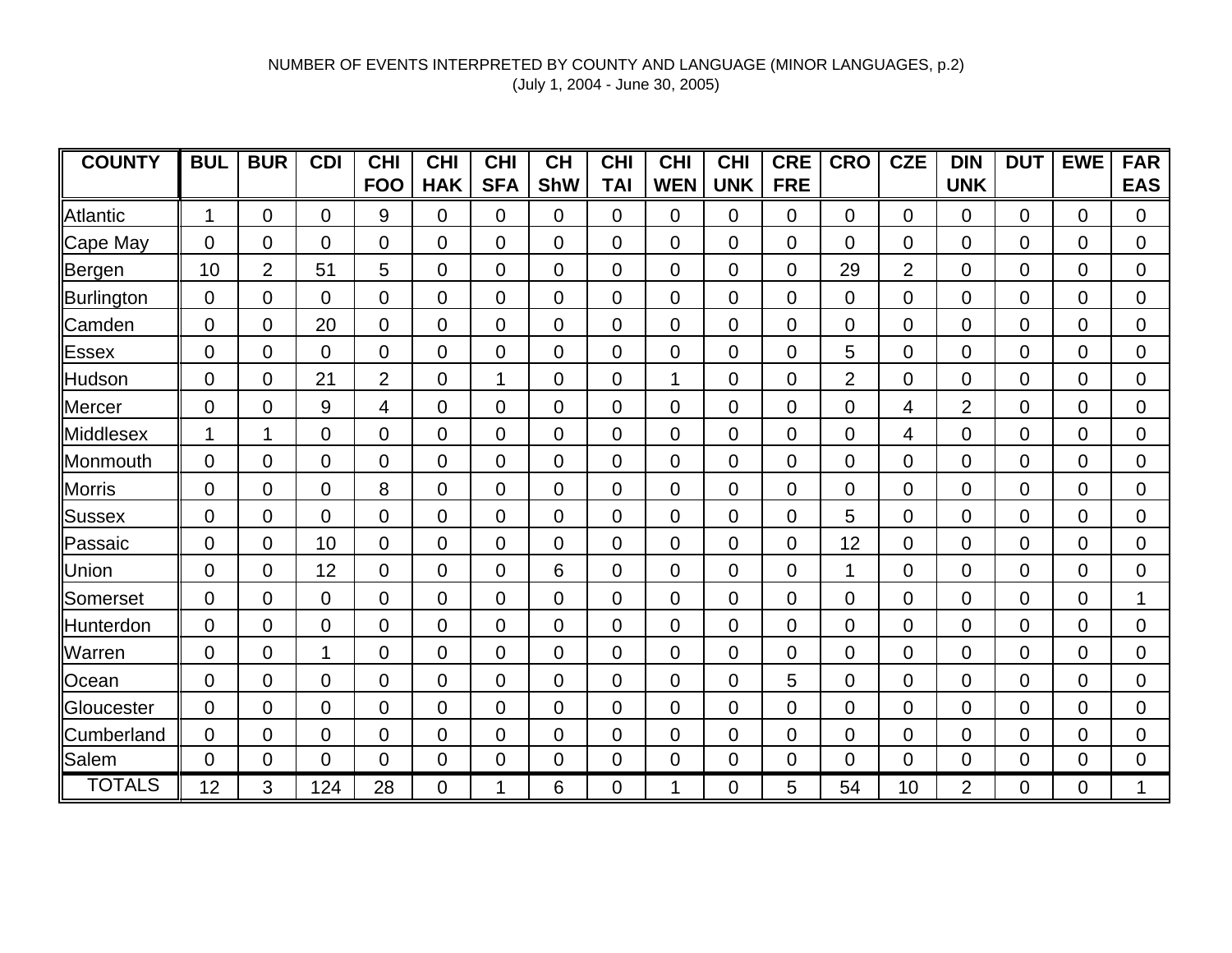NUMBER OF EVENTS INTERPRETED BY COUNTY AND LANGUAGE (MINOR LANGUAGES, p.2)
(July 1, 2004 - June 30, 2005)

| COUNTY | BUL | BUR | CDI | CHI FOO | CHI HAK | CHI SFA | CH ShW | CHI TAI | CHI WEN | CHI UNK | CRE FRE | CRO | CZE | DIN UNK | DUT | EWE | FAR EAS |
|---|---|---|---|---|---|---|---|---|---|---|---|---|---|---|---|---|---|
| Atlantic | 1 | 0 | 0 | 9 | 0 | 0 | 0 | 0 | 0 | 0 | 0 | 0 | 0 | 0 | 0 | 0 | 0 |
| Cape May | 0 | 0 | 0 | 0 | 0 | 0 | 0 | 0 | 0 | 0 | 0 | 0 | 0 | 0 | 0 | 0 | 0 |
| Bergen | 10 | 2 | 51 | 5 | 0 | 0 | 0 | 0 | 0 | 0 | 0 | 29 | 2 | 0 | 0 | 0 | 0 |
| Burlington | 0 | 0 | 0 | 0 | 0 | 0 | 0 | 0 | 0 | 0 | 0 | 0 | 0 | 0 | 0 | 0 | 0 |
| Camden | 0 | 0 | 20 | 0 | 0 | 0 | 0 | 0 | 0 | 0 | 0 | 0 | 0 | 0 | 0 | 0 | 0 |
| Essex | 0 | 0 | 0 | 0 | 0 | 0 | 0 | 0 | 0 | 0 | 0 | 5 | 0 | 0 | 0 | 0 | 0 |
| Hudson | 0 | 0 | 21 | 2 | 0 | 1 | 0 | 0 | 1 | 0 | 0 | 2 | 0 | 0 | 0 | 0 | 0 |
| Mercer | 0 | 0 | 9 | 4 | 0 | 0 | 0 | 0 | 0 | 0 | 0 | 0 | 4 | 2 | 0 | 0 | 0 |
| Middlesex | 1 | 1 | 0 | 0 | 0 | 0 | 0 | 0 | 0 | 0 | 0 | 0 | 4 | 0 | 0 | 0 | 0 |
| Monmouth | 0 | 0 | 0 | 0 | 0 | 0 | 0 | 0 | 0 | 0 | 0 | 0 | 0 | 0 | 0 | 0 | 0 |
| Morris | 0 | 0 | 0 | 8 | 0 | 0 | 0 | 0 | 0 | 0 | 0 | 0 | 0 | 0 | 0 | 0 | 0 |
| Sussex | 0 | 0 | 0 | 0 | 0 | 0 | 0 | 0 | 0 | 0 | 0 | 5 | 0 | 0 | 0 | 0 | 0 |
| Passaic | 0 | 0 | 10 | 0 | 0 | 0 | 0 | 0 | 0 | 0 | 0 | 12 | 0 | 0 | 0 | 0 | 0 |
| Union | 0 | 0 | 12 | 0 | 0 | 0 | 6 | 0 | 0 | 0 | 0 | 1 | 0 | 0 | 0 | 0 | 0 |
| Somerset | 0 | 0 | 0 | 0 | 0 | 0 | 0 | 0 | 0 | 0 | 0 | 0 | 0 | 0 | 0 | 0 | 1 |
| Hunterdon | 0 | 0 | 0 | 0 | 0 | 0 | 0 | 0 | 0 | 0 | 0 | 0 | 0 | 0 | 0 | 0 | 0 |
| Warren | 0 | 0 | 1 | 0 | 0 | 0 | 0 | 0 | 0 | 0 | 0 | 0 | 0 | 0 | 0 | 0 | 0 |
| Ocean | 0 | 0 | 0 | 0 | 0 | 0 | 0 | 0 | 0 | 0 | 5 | 0 | 0 | 0 | 0 | 0 | 0 |
| Gloucester | 0 | 0 | 0 | 0 | 0 | 0 | 0 | 0 | 0 | 0 | 0 | 0 | 0 | 0 | 0 | 0 | 0 |
| Cumberland | 0 | 0 | 0 | 0 | 0 | 0 | 0 | 0 | 0 | 0 | 0 | 0 | 0 | 0 | 0 | 0 | 0 |
| Salem | 0 | 0 | 0 | 0 | 0 | 0 | 0 | 0 | 0 | 0 | 0 | 0 | 0 | 0 | 0 | 0 | 0 |
| TOTALS | 12 | 3 | 124 | 28 | 0 | 1 | 6 | 0 | 1 | 0 | 5 | 54 | 10 | 2 | 0 | 0 | 1 |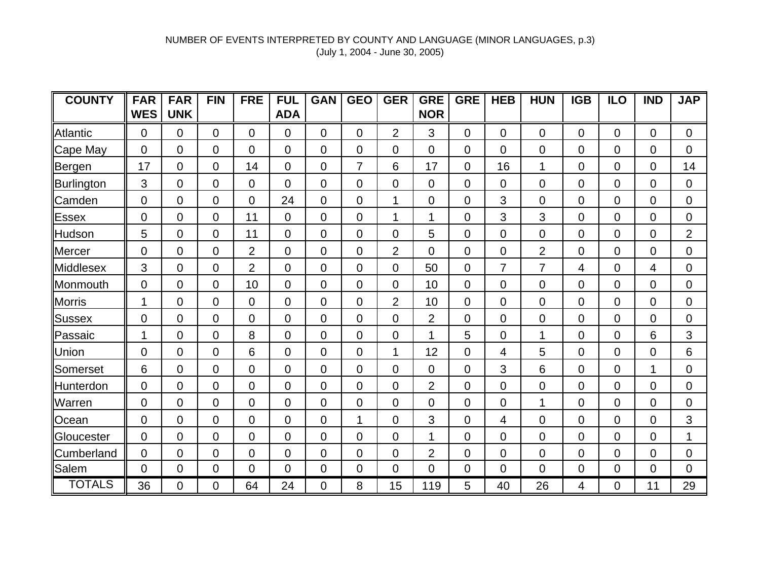NUMBER OF EVENTS INTERPRETED BY COUNTY AND LANGUAGE (MINOR LANGUAGES, p.3)

(July 1, 2004 - June 30, 2005)

| COUNTY | FAR WES | FAR UNK | FIN | FRE | FUL ADA | GAN | GEO | GER | GRE NOR | GRE | HEB | HUN | IGB | ILO | IND | JAP |
|---|---|---|---|---|---|---|---|---|---|---|---|---|---|---|---|---|
| Atlantic | 0 | 0 | 0 | 0 | 0 | 0 | 0 | 2 | 3 | 0 | 0 | 0 | 0 | 0 | 0 | 0 |
| Cape May | 0 | 0 | 0 | 0 | 0 | 0 | 0 | 0 | 0 | 0 | 0 | 0 | 0 | 0 | 0 | 0 |
| Bergen | 17 | 0 | 0 | 14 | 0 | 0 | 7 | 6 | 17 | 0 | 16 | 1 | 0 | 0 | 0 | 14 |
| Burlington | 3 | 0 | 0 | 0 | 0 | 0 | 0 | 0 | 0 | 0 | 0 | 0 | 0 | 0 | 0 | 0 |
| Camden | 0 | 0 | 0 | 0 | 24 | 0 | 0 | 1 | 0 | 0 | 3 | 0 | 0 | 0 | 0 | 0 |
| Essex | 0 | 0 | 0 | 11 | 0 | 0 | 0 | 1 | 1 | 0 | 3 | 3 | 0 | 0 | 0 | 0 |
| Hudson | 5 | 0 | 0 | 11 | 0 | 0 | 0 | 0 | 5 | 0 | 0 | 0 | 0 | 0 | 0 | 2 |
| Mercer | 0 | 0 | 0 | 2 | 0 | 0 | 0 | 2 | 0 | 0 | 0 | 2 | 0 | 0 | 0 | 0 |
| Middlesex | 3 | 0 | 0 | 2 | 0 | 0 | 0 | 0 | 50 | 0 | 7 | 7 | 4 | 0 | 4 | 0 |
| Monmouth | 0 | 0 | 0 | 10 | 0 | 0 | 0 | 0 | 10 | 0 | 0 | 0 | 0 | 0 | 0 | 0 |
| Morris | 1 | 0 | 0 | 0 | 0 | 0 | 0 | 2 | 10 | 0 | 0 | 0 | 0 | 0 | 0 | 0 |
| Sussex | 0 | 0 | 0 | 0 | 0 | 0 | 0 | 0 | 2 | 0 | 0 | 0 | 0 | 0 | 0 | 0 |
| Passaic | 1 | 0 | 0 | 8 | 0 | 0 | 0 | 0 | 1 | 5 | 0 | 1 | 0 | 0 | 6 | 3 |
| Union | 0 | 0 | 0 | 6 | 0 | 0 | 0 | 1 | 12 | 0 | 4 | 5 | 0 | 0 | 0 | 6 |
| Somerset | 6 | 0 | 0 | 0 | 0 | 0 | 0 | 0 | 0 | 0 | 3 | 6 | 0 | 0 | 1 | 0 |
| Hunterdon | 0 | 0 | 0 | 0 | 0 | 0 | 0 | 0 | 2 | 0 | 0 | 0 | 0 | 0 | 0 | 0 |
| Warren | 0 | 0 | 0 | 0 | 0 | 0 | 0 | 0 | 0 | 0 | 0 | 1 | 0 | 0 | 0 | 0 |
| Ocean | 0 | 0 | 0 | 0 | 0 | 0 | 1 | 0 | 3 | 0 | 4 | 0 | 0 | 0 | 0 | 3 |
| Gloucester | 0 | 0 | 0 | 0 | 0 | 0 | 0 | 0 | 1 | 0 | 0 | 0 | 0 | 0 | 0 | 1 |
| Cumberland | 0 | 0 | 0 | 0 | 0 | 0 | 0 | 0 | 2 | 0 | 0 | 0 | 0 | 0 | 0 | 0 |
| Salem | 0 | 0 | 0 | 0 | 0 | 0 | 0 | 0 | 0 | 0 | 0 | 0 | 0 | 0 | 0 | 0 |
| TOTALS | 36 | 0 | 0 | 64 | 24 | 0 | 8 | 15 | 119 | 5 | 40 | 26 | 4 | 0 | 11 | 29 |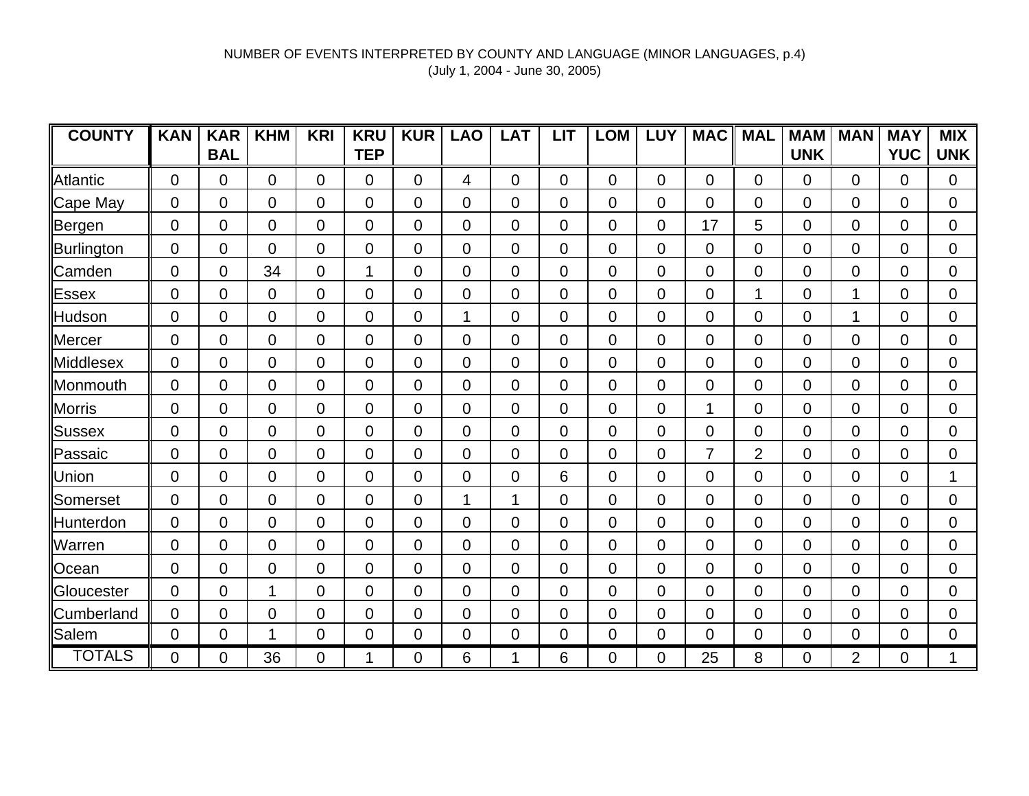NUMBER OF EVENTS INTERPRETED BY COUNTY AND LANGUAGE (MINOR LANGUAGES, p.4)
(July 1, 2004 - June 30, 2005)

| COUNTY | KAN | KAR BAL | KHM | KRI | KRU TEP | KUR | LAO | LAT | LIT | LOM | LUY | MAC | MAL | MAM UNK | MAN | MAY YUC | MIX UNK |
|---|---|---|---|---|---|---|---|---|---|---|---|---|---|---|---|---|---|
| Atlantic | 0 | 0 | 0 | 0 | 0 | 0 | 4 | 0 | 0 | 0 | 0 | 0 | 0 | 0 | 0 | 0 | 0 |
| Cape May | 0 | 0 | 0 | 0 | 0 | 0 | 0 | 0 | 0 | 0 | 0 | 0 | 0 | 0 | 0 | 0 | 0 |
| Bergen | 0 | 0 | 0 | 0 | 0 | 0 | 0 | 0 | 0 | 0 | 0 | 17 | 5 | 0 | 0 | 0 | 0 |
| Burlington | 0 | 0 | 0 | 0 | 0 | 0 | 0 | 0 | 0 | 0 | 0 | 0 | 0 | 0 | 0 | 0 | 0 |
| Camden | 0 | 0 | 34 | 0 | 1 | 0 | 0 | 0 | 0 | 0 | 0 | 0 | 0 | 0 | 0 | 0 | 0 |
| Essex | 0 | 0 | 0 | 0 | 0 | 0 | 0 | 0 | 0 | 0 | 0 | 0 | 1 | 0 | 1 | 0 | 0 |
| Hudson | 0 | 0 | 0 | 0 | 0 | 0 | 1 | 0 | 0 | 0 | 0 | 0 | 0 | 0 | 1 | 0 | 0 |
| Mercer | 0 | 0 | 0 | 0 | 0 | 0 | 0 | 0 | 0 | 0 | 0 | 0 | 0 | 0 | 0 | 0 | 0 |
| Middlesex | 0 | 0 | 0 | 0 | 0 | 0 | 0 | 0 | 0 | 0 | 0 | 0 | 0 | 0 | 0 | 0 | 0 |
| Monmouth | 0 | 0 | 0 | 0 | 0 | 0 | 0 | 0 | 0 | 0 | 0 | 0 | 0 | 0 | 0 | 0 | 0 |
| Morris | 0 | 0 | 0 | 0 | 0 | 0 | 0 | 0 | 0 | 0 | 0 | 1 | 0 | 0 | 0 | 0 | 0 |
| Sussex | 0 | 0 | 0 | 0 | 0 | 0 | 0 | 0 | 0 | 0 | 0 | 0 | 0 | 0 | 0 | 0 | 0 |
| Passaic | 0 | 0 | 0 | 0 | 0 | 0 | 0 | 0 | 0 | 0 | 0 | 7 | 2 | 0 | 0 | 0 | 0 |
| Union | 0 | 0 | 0 | 0 | 0 | 0 | 0 | 0 | 6 | 0 | 0 | 0 | 0 | 0 | 0 | 0 | 1 |
| Somerset | 0 | 0 | 0 | 0 | 0 | 0 | 1 | 1 | 0 | 0 | 0 | 0 | 0 | 0 | 0 | 0 | 0 |
| Hunterdon | 0 | 0 | 0 | 0 | 0 | 0 | 0 | 0 | 0 | 0 | 0 | 0 | 0 | 0 | 0 | 0 | 0 |
| Warren | 0 | 0 | 0 | 0 | 0 | 0 | 0 | 0 | 0 | 0 | 0 | 0 | 0 | 0 | 0 | 0 | 0 |
| Ocean | 0 | 0 | 0 | 0 | 0 | 0 | 0 | 0 | 0 | 0 | 0 | 0 | 0 | 0 | 0 | 0 | 0 |
| Gloucester | 0 | 0 | 1 | 0 | 0 | 0 | 0 | 0 | 0 | 0 | 0 | 0 | 0 | 0 | 0 | 0 | 0 |
| Cumberland | 0 | 0 | 0 | 0 | 0 | 0 | 0 | 0 | 0 | 0 | 0 | 0 | 0 | 0 | 0 | 0 | 0 |
| Salem | 0 | 0 | 1 | 0 | 0 | 0 | 0 | 0 | 0 | 0 | 0 | 0 | 0 | 0 | 0 | 0 | 0 |
| TOTALS | 0 | 0 | 36 | 0 | 1 | 0 | 6 | 1 | 6 | 0 | 0 | 25 | 8 | 0 | 2 | 0 | 1 |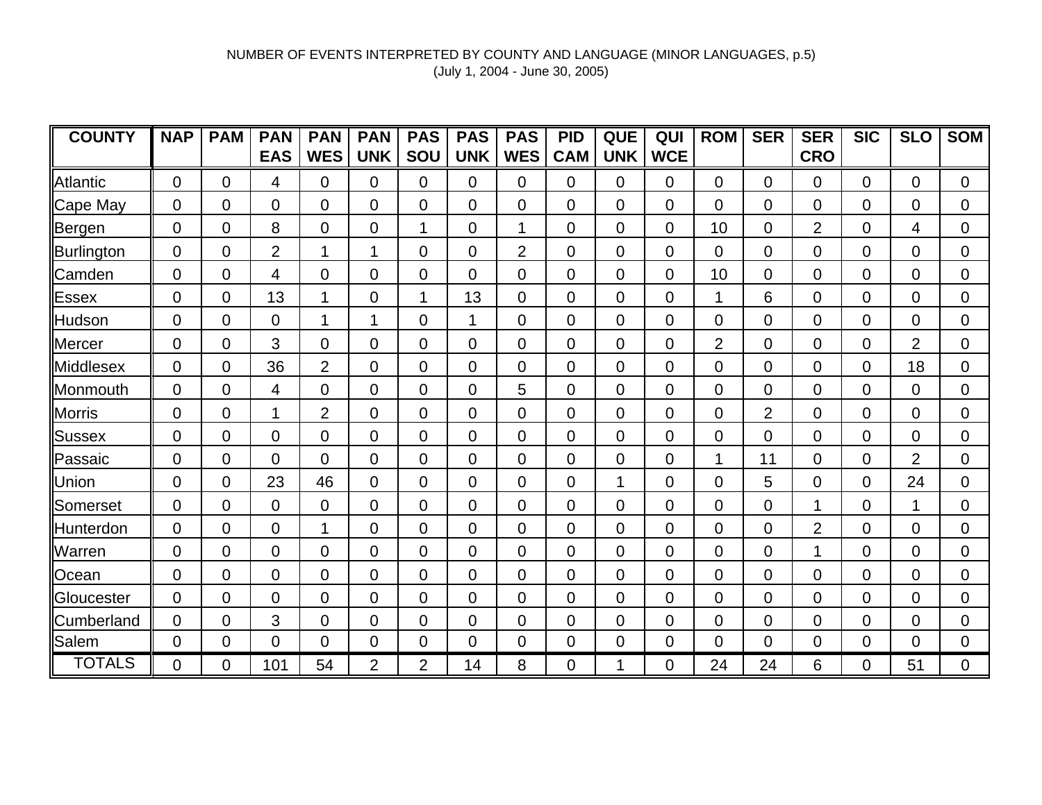NUMBER OF EVENTS INTERPRETED BY COUNTY AND LANGUAGE (MINOR LANGUAGES, p.5)
(July 1, 2004 - June 30, 2005)

| COUNTY | NAP | PAM | PAN EAS | PAN WES | PAN UNK | PAS SOU | PAS UNK | PAS WES | PID CAM | QUE UNK | QUI WCE | ROM | SER | SER CRO | SIC | SLO | SOM |
|---|---|---|---|---|---|---|---|---|---|---|---|---|---|---|---|---|---|
| Atlantic | 0 | 0 | 4 | 0 | 0 | 0 | 0 | 0 | 0 | 0 | 0 | 0 | 0 | 0 | 0 | 0 | 0 |
| Cape May | 0 | 0 | 0 | 0 | 0 | 0 | 0 | 0 | 0 | 0 | 0 | 0 | 0 | 0 | 0 | 0 | 0 |
| Bergen | 0 | 0 | 8 | 0 | 0 | 1 | 0 | 1 | 0 | 0 | 0 | 10 | 0 | 2 | 0 | 4 | 0 |
| Burlington | 0 | 0 | 2 | 1 | 1 | 0 | 0 | 2 | 0 | 0 | 0 | 0 | 0 | 0 | 0 | 0 | 0 |
| Camden | 0 | 0 | 4 | 0 | 0 | 0 | 0 | 0 | 0 | 0 | 0 | 10 | 0 | 0 | 0 | 0 | 0 |
| Essex | 0 | 0 | 13 | 1 | 0 | 1 | 13 | 0 | 0 | 0 | 0 | 1 | 6 | 0 | 0 | 0 | 0 |
| Hudson | 0 | 0 | 0 | 1 | 1 | 0 | 1 | 0 | 0 | 0 | 0 | 0 | 0 | 0 | 0 | 0 | 0 |
| Mercer | 0 | 0 | 3 | 0 | 0 | 0 | 0 | 0 | 0 | 0 | 0 | 2 | 0 | 0 | 0 | 2 | 0 |
| Middlesex | 0 | 0 | 36 | 2 | 0 | 0 | 0 | 0 | 0 | 0 | 0 | 0 | 0 | 0 | 0 | 18 | 0 |
| Monmouth | 0 | 0 | 4 | 0 | 0 | 0 | 0 | 5 | 0 | 0 | 0 | 0 | 0 | 0 | 0 | 0 | 0 |
| Morris | 0 | 0 | 1 | 2 | 0 | 0 | 0 | 0 | 0 | 0 | 0 | 0 | 2 | 0 | 0 | 0 | 0 |
| Sussex | 0 | 0 | 0 | 0 | 0 | 0 | 0 | 0 | 0 | 0 | 0 | 0 | 0 | 0 | 0 | 0 | 0 |
| Passaic | 0 | 0 | 0 | 0 | 0 | 0 | 0 | 0 | 0 | 0 | 0 | 1 | 11 | 0 | 0 | 2 | 0 |
| Union | 0 | 0 | 23 | 46 | 0 | 0 | 0 | 0 | 0 | 1 | 0 | 0 | 5 | 0 | 0 | 24 | 0 |
| Somerset | 0 | 0 | 0 | 0 | 0 | 0 | 0 | 0 | 0 | 0 | 0 | 0 | 0 | 1 | 0 | 1 | 0 |
| Hunterdon | 0 | 0 | 0 | 1 | 0 | 0 | 0 | 0 | 0 | 0 | 0 | 0 | 0 | 2 | 0 | 0 | 0 |
| Warren | 0 | 0 | 0 | 0 | 0 | 0 | 0 | 0 | 0 | 0 | 0 | 0 | 0 | 1 | 0 | 0 | 0 |
| Ocean | 0 | 0 | 0 | 0 | 0 | 0 | 0 | 0 | 0 | 0 | 0 | 0 | 0 | 0 | 0 | 0 | 0 |
| Gloucester | 0 | 0 | 0 | 0 | 0 | 0 | 0 | 0 | 0 | 0 | 0 | 0 | 0 | 0 | 0 | 0 | 0 |
| Cumberland | 0 | 0 | 3 | 0 | 0 | 0 | 0 | 0 | 0 | 0 | 0 | 0 | 0 | 0 | 0 | 0 | 0 |
| Salem | 0 | 0 | 0 | 0 | 0 | 0 | 0 | 0 | 0 | 0 | 0 | 0 | 0 | 0 | 0 | 0 | 0 |
| TOTALS | 0 | 0 | 101 | 54 | 2 | 2 | 14 | 8 | 0 | 1 | 0 | 24 | 24 | 6 | 0 | 51 | 0 |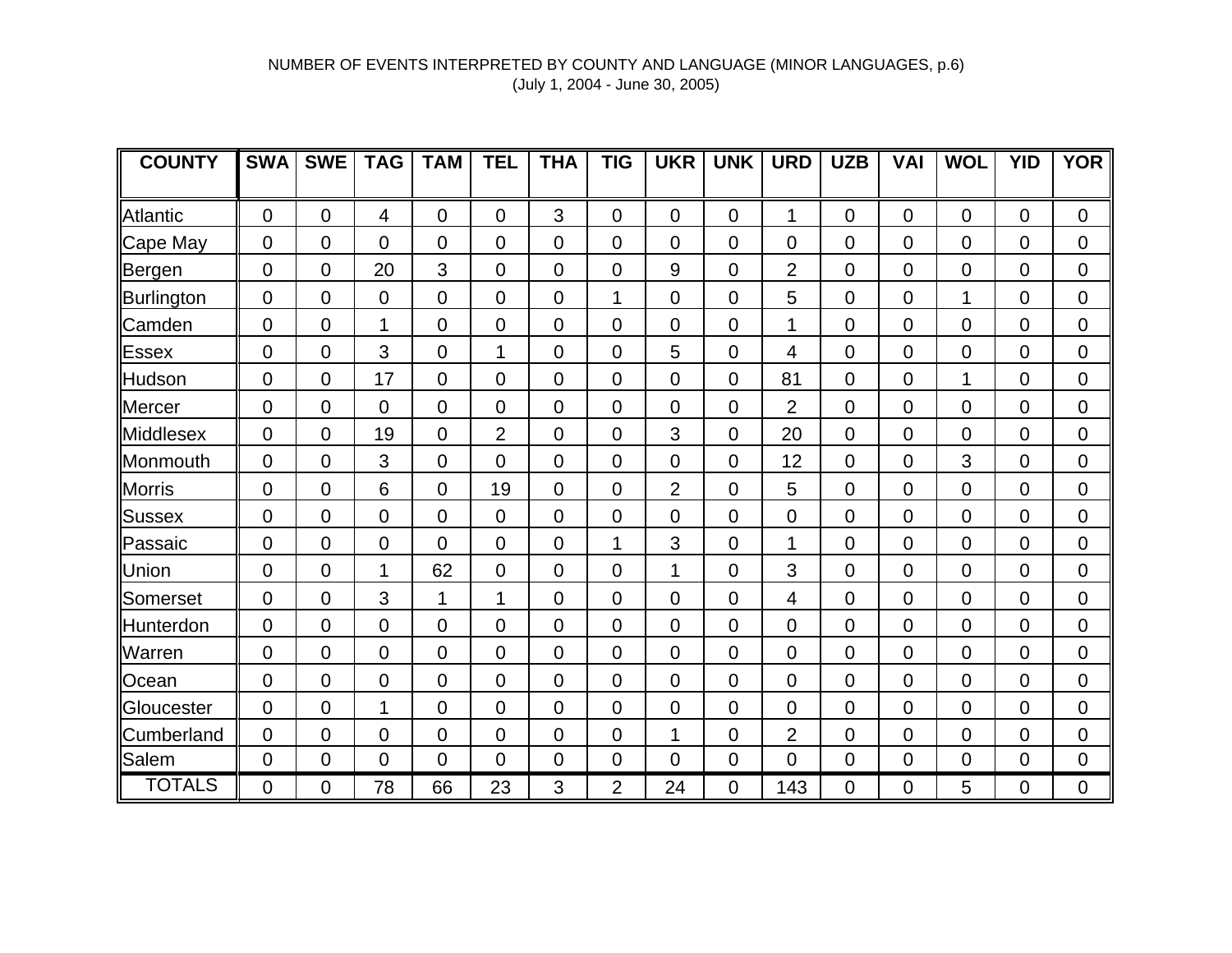NUMBER OF EVENTS INTERPRETED BY COUNTY AND LANGUAGE (MINOR LANGUAGES, p.6)
(July 1, 2004 - June 30, 2005)

| COUNTY | SWA | SWE | TAG | TAM | TEL | THA | TIG | UKR | UNK | URD | UZB | VAI | WOL | YID | YOR |
|---|---|---|---|---|---|---|---|---|---|---|---|---|---|---|---|
| Atlantic | 0 | 0 | 4 | 0 | 0 | 3 | 0 | 0 | 0 | 1 | 0 | 0 | 0 | 0 | 0 |
| Cape May | 0 | 0 | 0 | 0 | 0 | 0 | 0 | 0 | 0 | 0 | 0 | 0 | 0 | 0 | 0 |
| Bergen | 0 | 0 | 20 | 3 | 0 | 0 | 0 | 9 | 0 | 2 | 0 | 0 | 0 | 0 | 0 |
| Burlington | 0 | 0 | 0 | 0 | 0 | 0 | 1 | 0 | 0 | 5 | 0 | 0 | 1 | 0 | 0 |
| Camden | 0 | 0 | 1 | 0 | 0 | 0 | 0 | 0 | 0 | 1 | 0 | 0 | 0 | 0 | 0 |
| Essex | 0 | 0 | 3 | 0 | 1 | 0 | 0 | 5 | 0 | 4 | 0 | 0 | 0 | 0 | 0 |
| Hudson | 0 | 0 | 17 | 0 | 0 | 0 | 0 | 0 | 0 | 81 | 0 | 0 | 1 | 0 | 0 |
| Mercer | 0 | 0 | 0 | 0 | 0 | 0 | 0 | 0 | 0 | 2 | 0 | 0 | 0 | 0 | 0 |
| Middlesex | 0 | 0 | 19 | 0 | 2 | 0 | 0 | 3 | 0 | 20 | 0 | 0 | 0 | 0 | 0 |
| Monmouth | 0 | 0 | 3 | 0 | 0 | 0 | 0 | 0 | 0 | 12 | 0 | 0 | 3 | 0 | 0 |
| Morris | 0 | 0 | 6 | 0 | 19 | 0 | 0 | 2 | 0 | 5 | 0 | 0 | 0 | 0 | 0 |
| Sussex | 0 | 0 | 0 | 0 | 0 | 0 | 0 | 0 | 0 | 0 | 0 | 0 | 0 | 0 | 0 |
| Passaic | 0 | 0 | 0 | 0 | 0 | 0 | 1 | 3 | 0 | 1 | 0 | 0 | 0 | 0 | 0 |
| Union | 0 | 0 | 1 | 62 | 0 | 0 | 0 | 1 | 0 | 3 | 0 | 0 | 0 | 0 | 0 |
| Somerset | 0 | 0 | 3 | 1 | 1 | 0 | 0 | 0 | 0 | 4 | 0 | 0 | 0 | 0 | 0 |
| Hunterdon | 0 | 0 | 0 | 0 | 0 | 0 | 0 | 0 | 0 | 0 | 0 | 0 | 0 | 0 | 0 |
| Warren | 0 | 0 | 0 | 0 | 0 | 0 | 0 | 0 | 0 | 0 | 0 | 0 | 0 | 0 | 0 |
| Ocean | 0 | 0 | 0 | 0 | 0 | 0 | 0 | 0 | 0 | 0 | 0 | 0 | 0 | 0 | 0 |
| Gloucester | 0 | 0 | 1 | 0 | 0 | 0 | 0 | 0 | 0 | 0 | 0 | 0 | 0 | 0 | 0 |
| Cumberland | 0 | 0 | 0 | 0 | 0 | 0 | 0 | 1 | 0 | 2 | 0 | 0 | 0 | 0 | 0 |
| Salem | 0 | 0 | 0 | 0 | 0 | 0 | 0 | 0 | 0 | 0 | 0 | 0 | 0 | 0 | 0 |
| TOTALS | 0 | 0 | 78 | 66 | 23 | 3 | 2 | 24 | 0 | 143 | 0 | 0 | 5 | 0 | 0 |